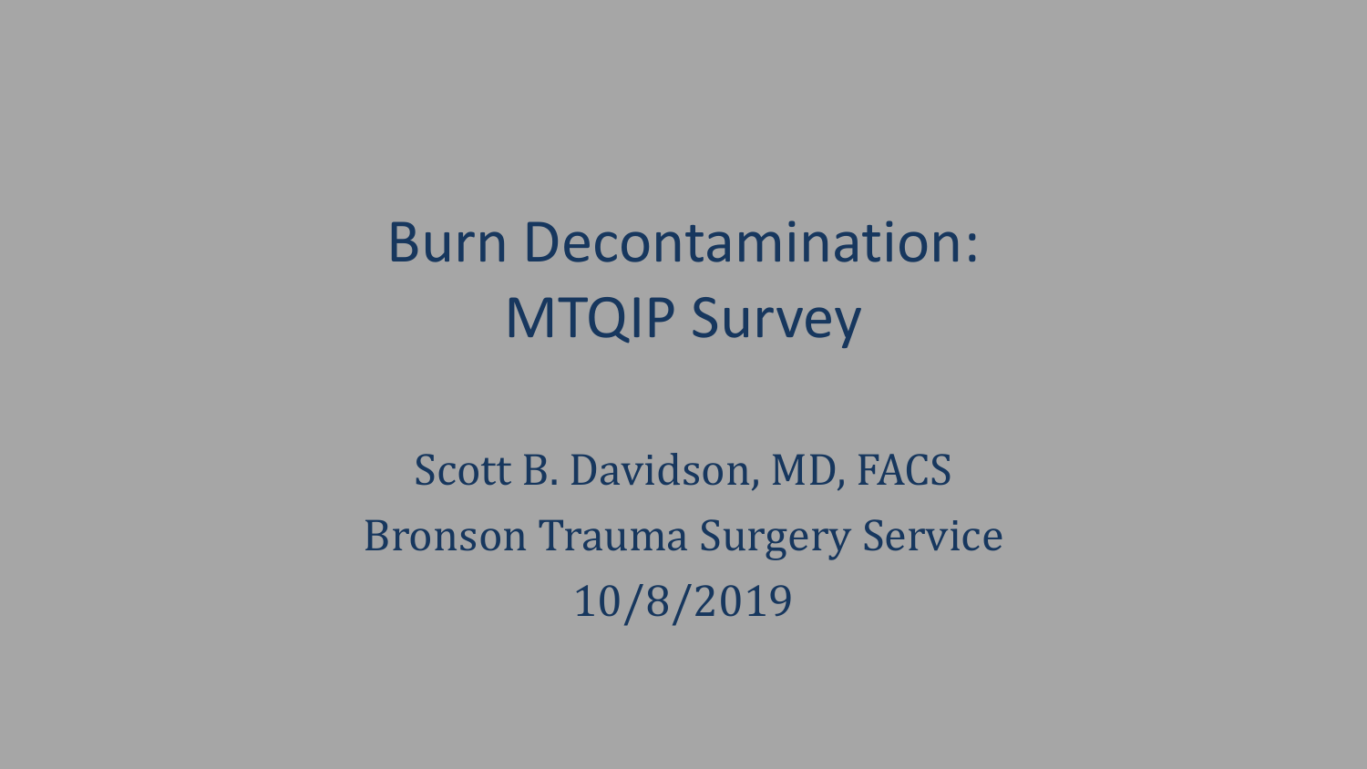# Burn Decontamination: MTQIP Survey

Scott B. Davidson, MD, FACS

Bronson Trauma Surgery Service

10/8/2019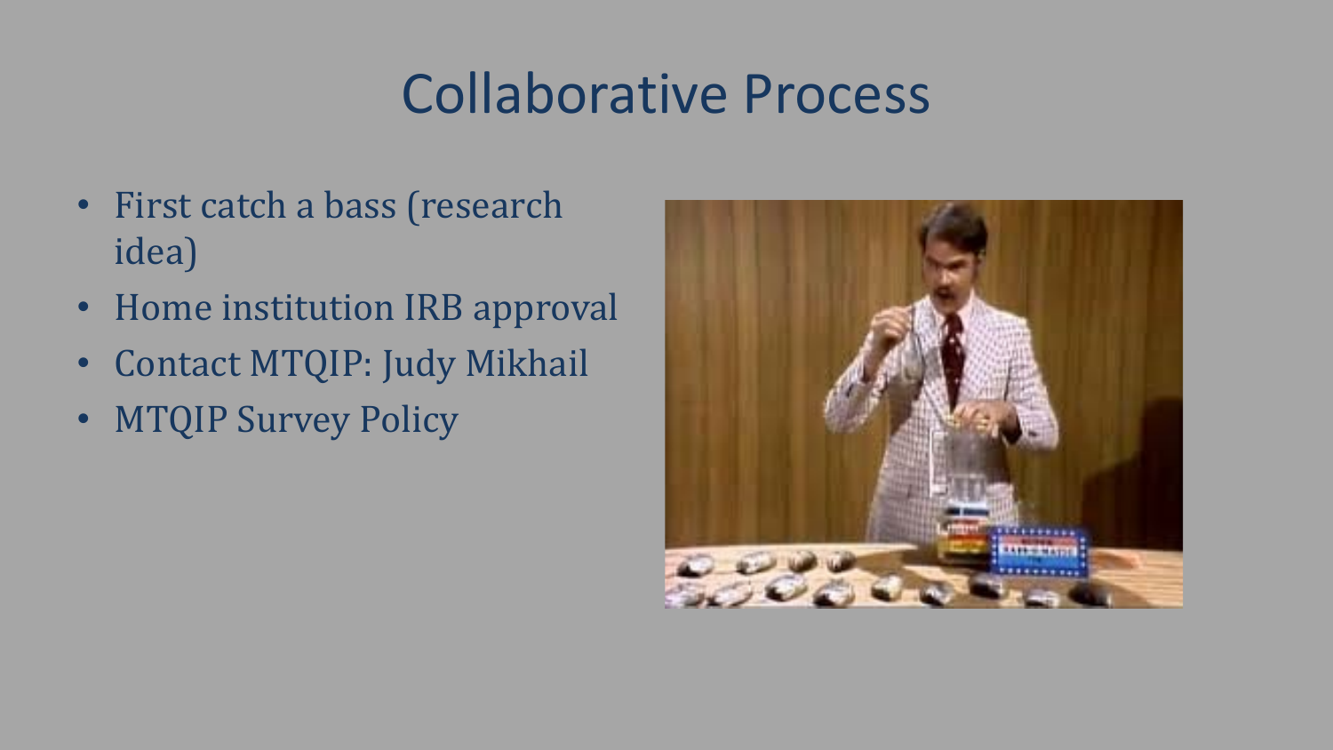# Collaborative Process

- First catch a bass (research idea)
- Home institution IRB approval
- Contact MTQIP: Judy Mikhail
- MTQIP Survey Policy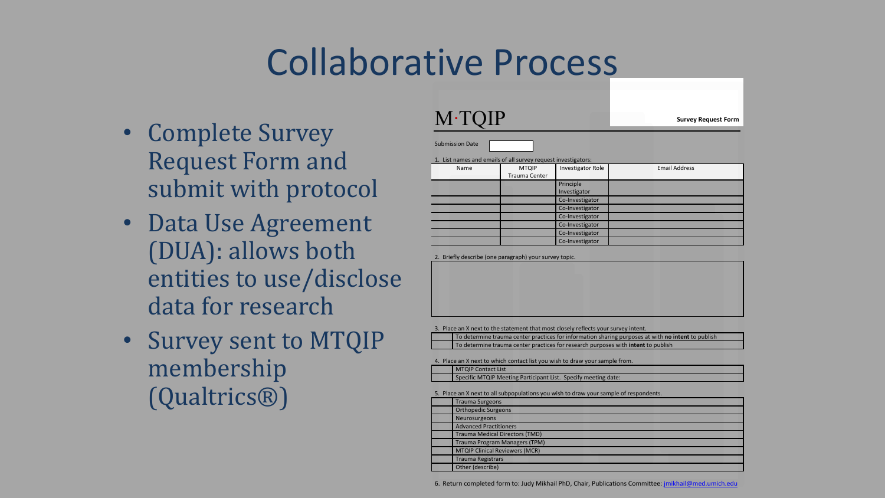# Collaborative Process

- Complete Survey Request Form and submit with protocol
- Data Use Agreement (DUA): allows both entities to use/disclose data for research
- Survey sent to MTQIP membership (Qualtrics®)

M·TQIP

**Survey Request Form**

Submission Date

1. List names and emails of all survey request investigators:

| Name | MTQIP Trauma Center | Investigator Role | Email Address |
|---|---|---|---|
| | | Principle Investigator | |
| | | Co-Investigator | |
| | | Co-Investigator | |
| | | Co-Investigator | |
| | | Co-Investigator | |
| | | Co-Investigator | |
| | | Co-Investigator | |

2. Briefly describe (one paragraph) your survey topic.

3. Place an X next to the statement that most closely reflects your survey intent.

| | |
|---|---|
| | To determine trauma center practices for information sharing purposes at with **no intent** to publish |
| | To determine trauma center practices for research purposes with **intent** to publish |

4. Place an X next to which contact list you wish to draw your sample from.

| | |
|---|---|
| | MTQIP Contact List |
| | Specific MTQIP Meeting Participant List. Specify meeting date: |

5. Place an X next to all subpopulations you wish to draw your sample of respondents.

| | |
|---|---|
| | Trauma Surgeons |
| | Orthopedic Surgeons |
| | Neurosurgeons |
| | Advanced Practitioners |
| | Trauma Medical Directors (TMD) |
| | Trauma Program Managers (TPM) |
| | MTQIP Clinical Reviewers (MCR) |
| | Trauma Registrars |
| | Other (describe) |

6. Return completed form to: Judy Mikhail PhD, Chair, Publications Committee: jmikhail@med.umich.edu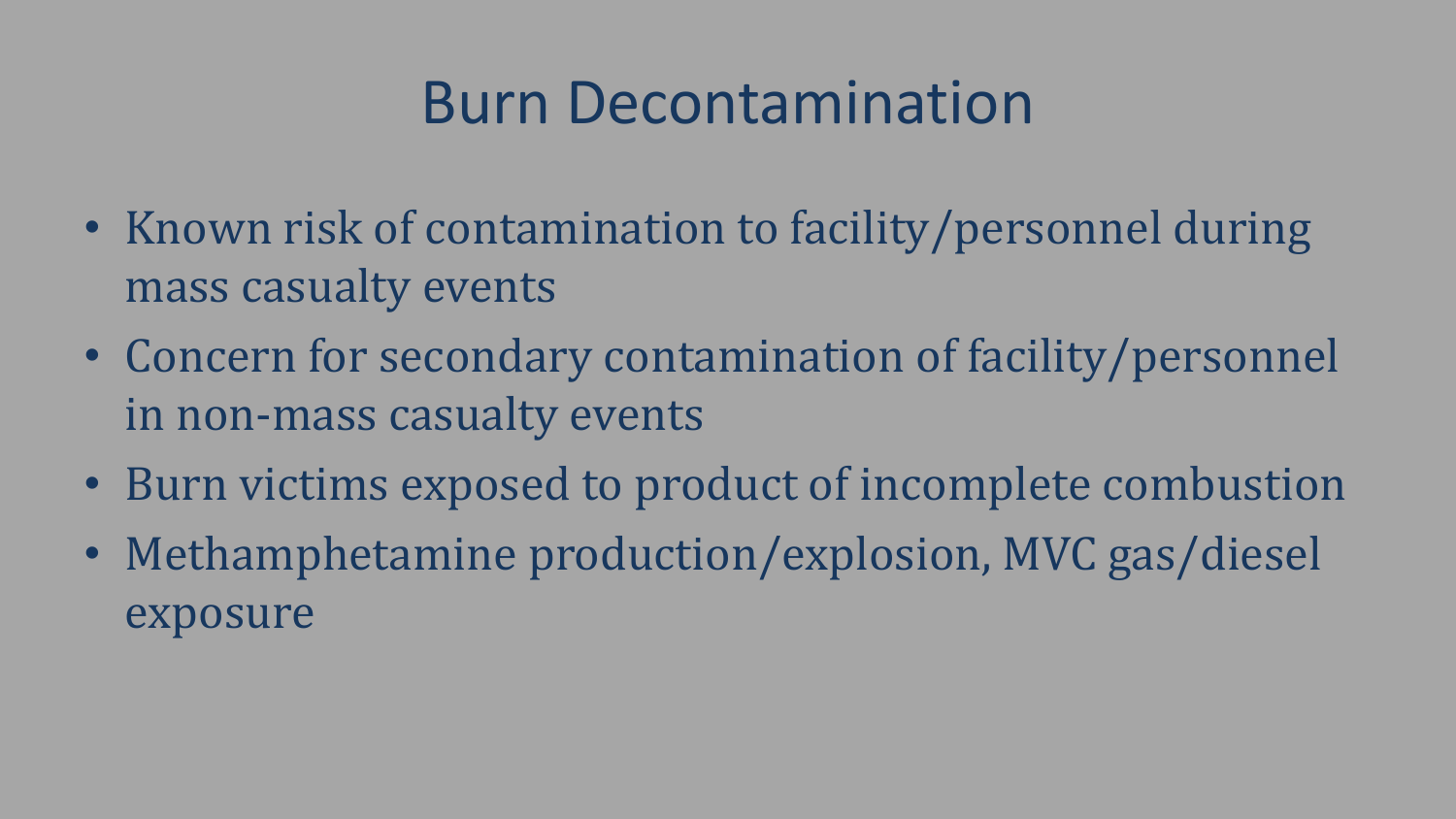# Burn Decontamination

- Known risk of contamination to facility/personnel during mass casualty events
- Concern for secondary contamination of facility/personnel in non-mass casualty events
- Burn victims exposed to product of incomplete combustion
- Methamphetamine production/explosion, MVC gas/diesel exposure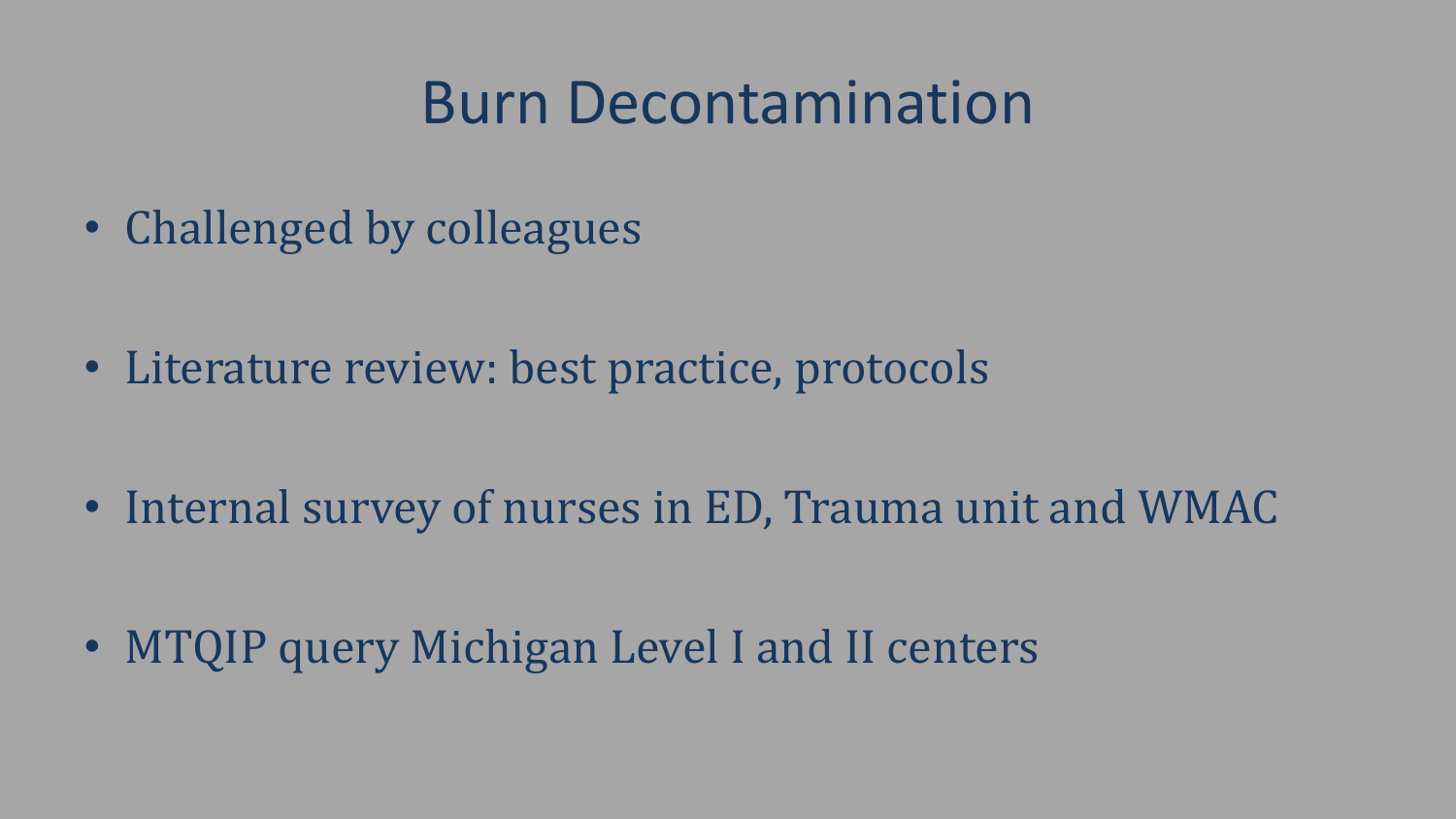# Burn Decontamination

- Challenged by colleagues
- Literature review: best practice, protocols
- Internal survey of nurses in ED, Trauma unit and WMAC
- MTQIP query Michigan Level I and II centers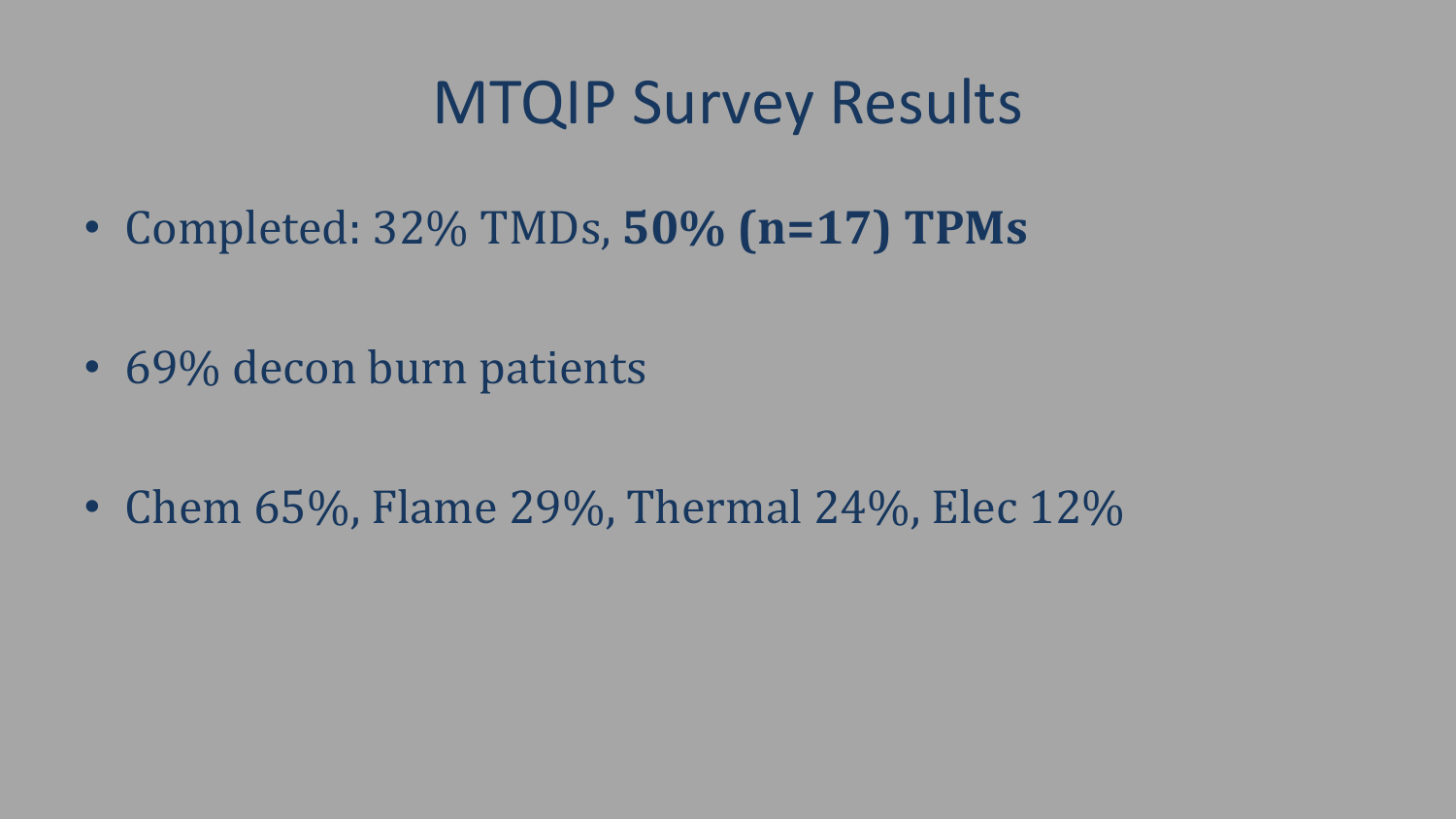# MTQIP Survey Results

- Completed: 32% TMDs, **50% (n=17) TPMs**
- 69% decon burn patients
- Chem 65%, Flame 29%, Thermal 24%, Elec 12%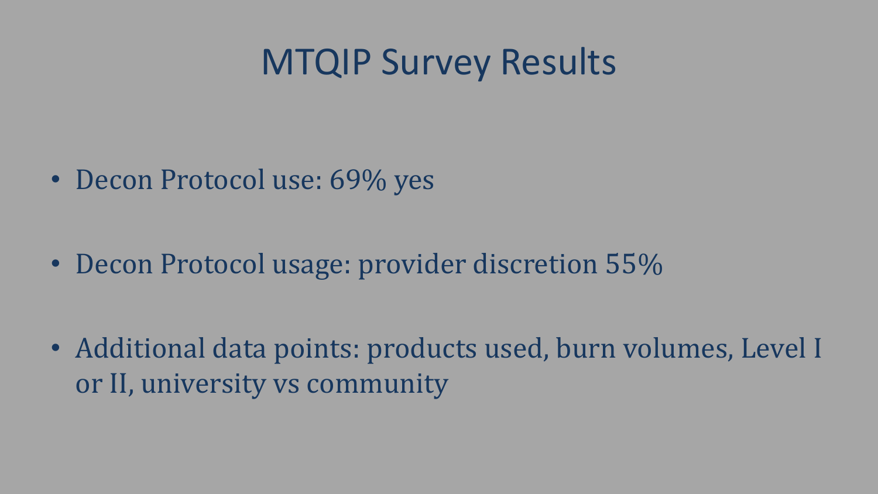# MTQIP Survey Results

- Decon Protocol use: 69% yes
- Decon Protocol usage: provider discretion 55%
- Additional data points: products used, burn volumes, Level I or II, university vs community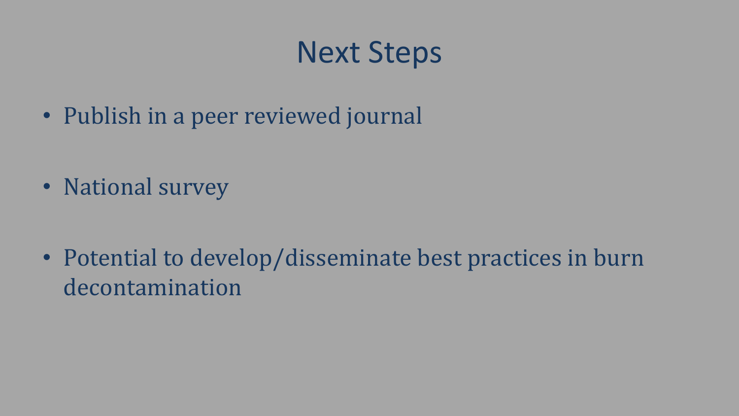# Next Steps

- Publish in a peer reviewed journal
- National survey
- Potential to develop/disseminate best practices in burn decontamination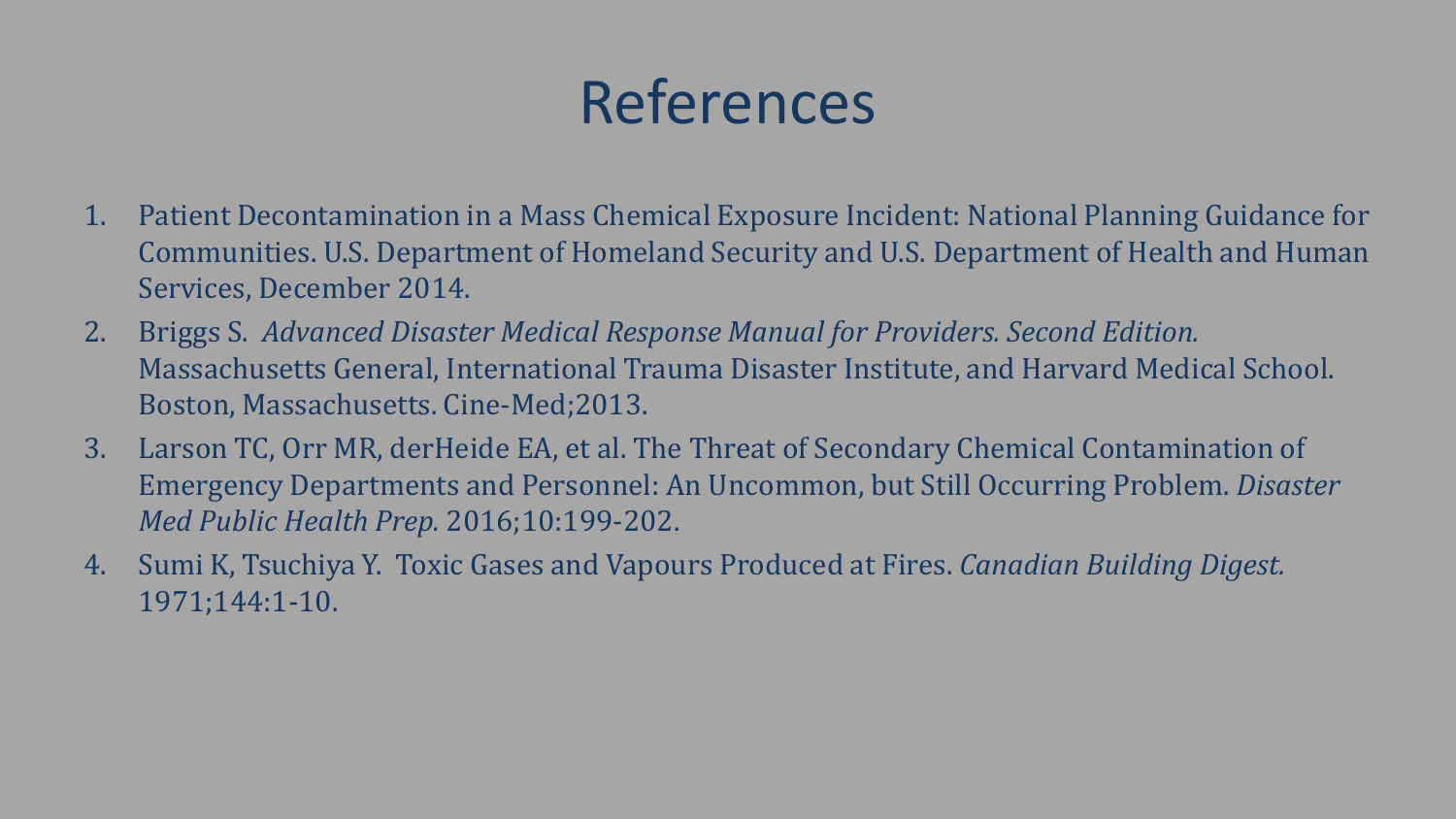# References

1. Patient Decontamination in a Mass Chemical Exposure Incident: National Planning Guidance for Communities. U.S. Department of Homeland Security and U.S. Department of Health and Human Services, December 2014.
2. Briggs S. *Advanced Disaster Medical Response Manual for Providers. Second Edition.* Massachusetts General, International Trauma Disaster Institute, and Harvard Medical School. Boston, Massachusetts. Cine-Med;2013.
3. Larson TC, Orr MR, derHeide EA, et al. The Threat of Secondary Chemical Contamination of Emergency Departments and Personnel: An Uncommon, but Still Occurring Problem. *Disaster Med Public Health Prep.* 2016;10:199-202.
4. Sumi K, Tsuchiya Y. Toxic Gases and Vapours Produced at Fires. *Canadian Building Digest.* 1971;144:1-10.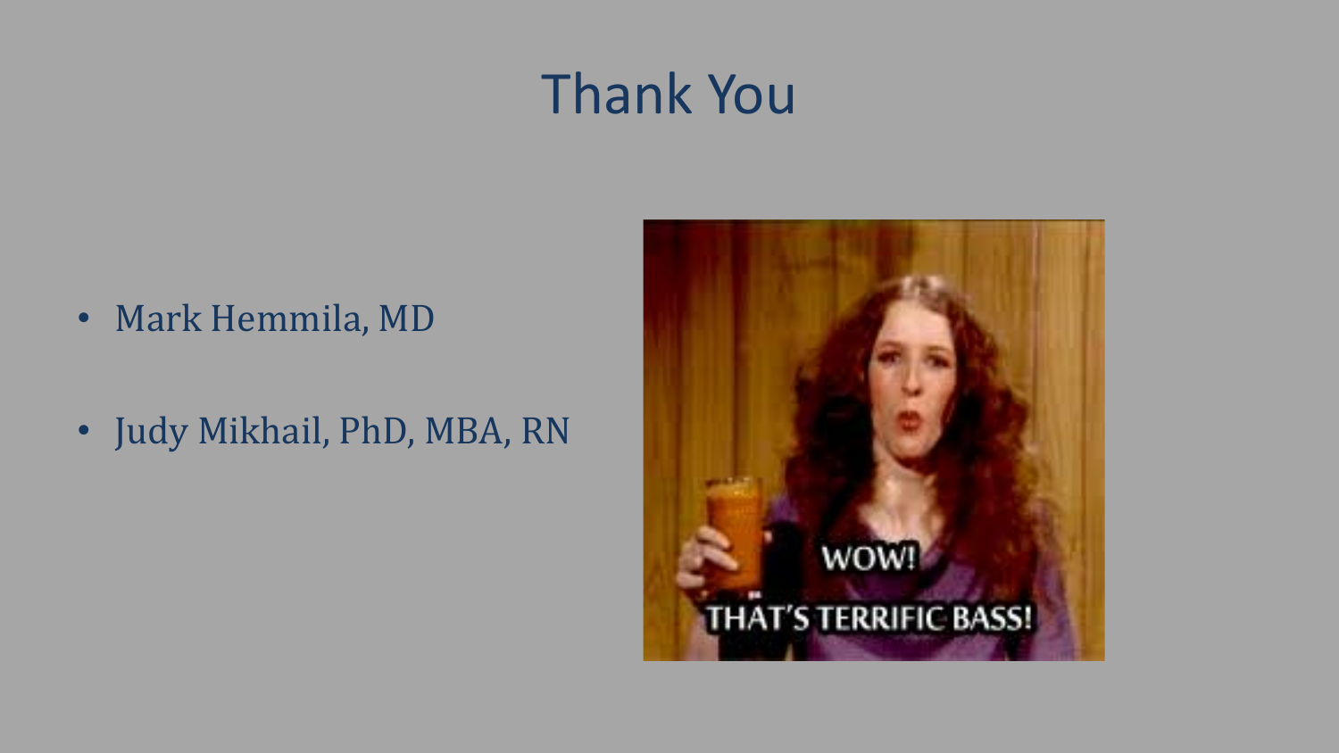# Thank You

- Mark Hemmila, MD
- Judy Mikhail, PhD, MBA, RN